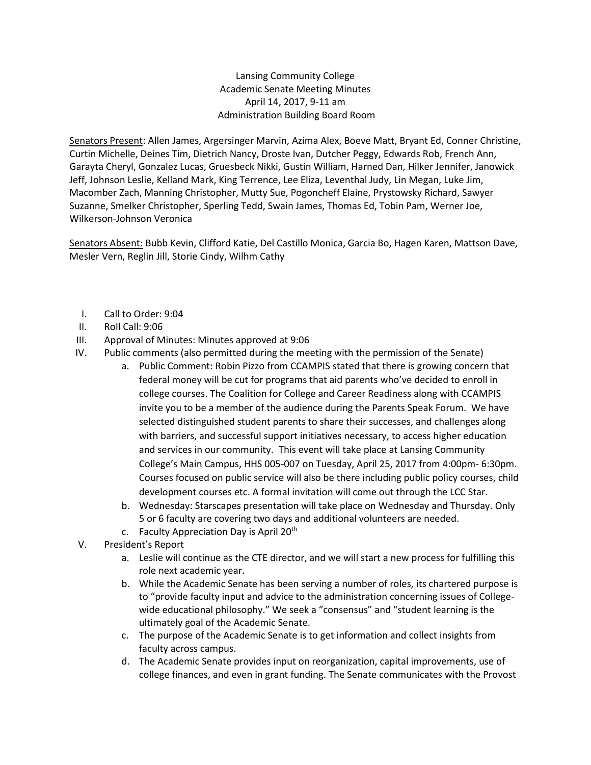Lansing Community College
Academic Senate Meeting Minutes
April 14, 2017, 9-11 am
Administration Building Board Room

Senators Present: Allen James, Argersinger Marvin, Azima Alex, Boeve Matt, Bryant Ed, Conner Christine, Curtin Michelle, Deines Tim, Dietrich Nancy, Droste Ivan, Dutcher Peggy, Edwards Rob, French Ann, Garayta Cheryl, Gonzalez Lucas, Gruesbeck Nikki, Gustin William, Harned Dan, Hilker Jennifer, Janowick Jeff, Johnson Leslie, Kelland Mark, King Terrence, Lee Eliza, Leventhal Judy, Lin Megan, Luke Jim, Macomber Zach, Manning Christopher, Mutty Sue, Pogoncheff Elaine, Prystowsky Richard, Sawyer Suzanne, Smelker Christopher, Sperling Tedd, Swain James, Thomas Ed, Tobin Pam, Werner Joe, Wilkerson-Johnson Veronica

Senators Absent: Bubb Kevin, Clifford Katie, Del Castillo Monica, Garcia Bo, Hagen Karen, Mattson Dave, Mesler Vern, Reglin Jill, Storie Cindy, Wilhm Cathy

I. Call to Order: 9:04
II. Roll Call: 9:06
III. Approval of Minutes: Minutes approved at 9:06
IV. Public comments (also permitted during the meeting with the permission of the Senate)
   a. Public Comment: Robin Pizzo from CCAMPIS stated that there is growing concern that federal money will be cut for programs that aid parents who've decided to enroll in college courses. The Coalition for College and Career Readiness along with CCAMPIS invite you to be a member of the audience during the Parents Speak Forum. We have selected distinguished student parents to share their successes, and challenges along with barriers, and successful support initiatives necessary, to access higher education and services in our community. This event will take place at Lansing Community College's Main Campus, HHS 005-007 on Tuesday, April 25, 2017 from 4:00pm- 6:30pm. Courses focused on public service will also be there including public policy courses, child development courses etc. A formal invitation will come out through the LCC Star.
   b. Wednesday: Starscapes presentation will take place on Wednesday and Thursday. Only 5 or 6 faculty are covering two days and additional volunteers are needed.
   c. Faculty Appreciation Day is April 20th
V. President's Report
   a. Leslie will continue as the CTE director, and we will start a new process for fulfilling this role next academic year.
   b. While the Academic Senate has been serving a number of roles, its chartered purpose is to "provide faculty input and advice to the administration concerning issues of College-wide educational philosophy." We seek a "consensus" and "student learning is the ultimately goal of the Academic Senate.
   c. The purpose of the Academic Senate is to get information and collect insights from faculty across campus.
   d. The Academic Senate provides input on reorganization, capital improvements, use of college finances, and even in grant funding. The Senate communicates with the Provost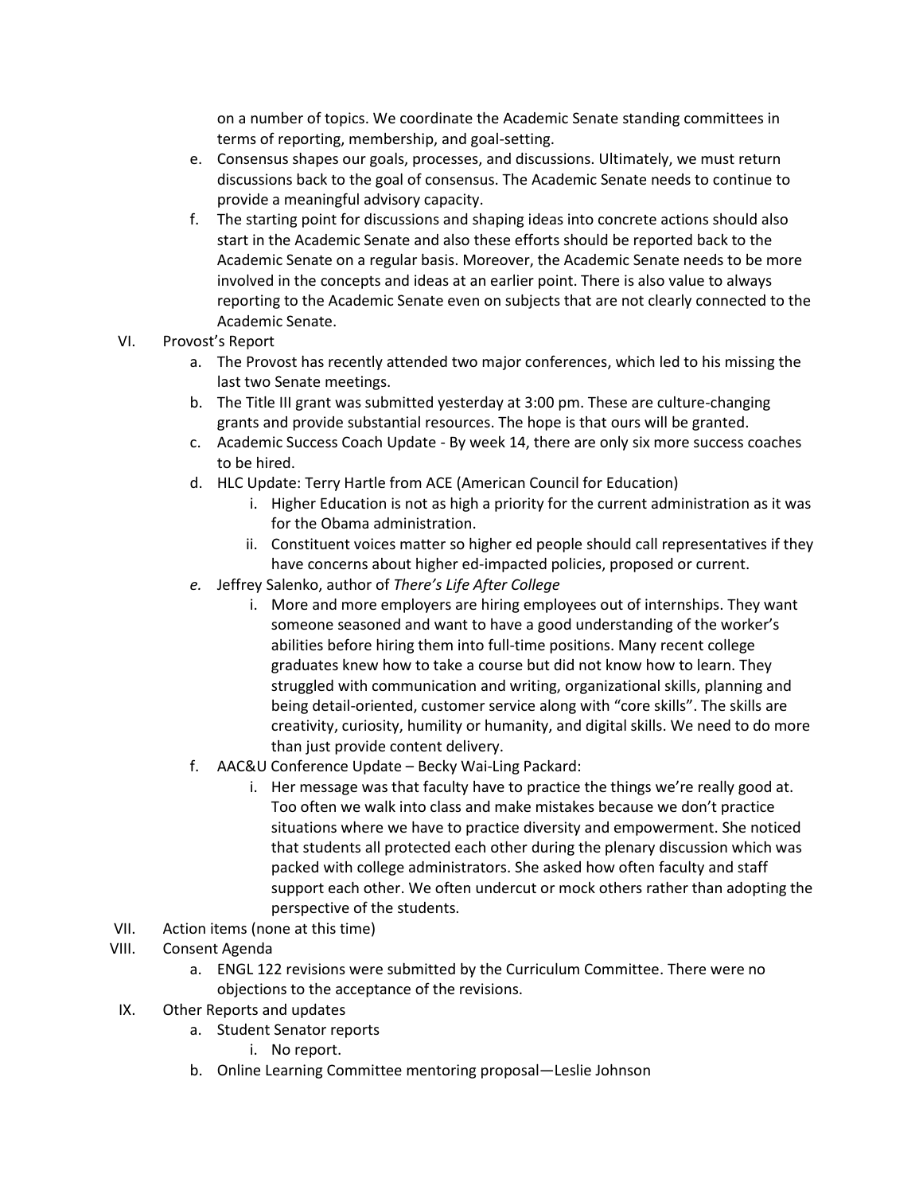on a number of topics. We coordinate the Academic Senate standing committees in terms of reporting, membership, and goal-setting.

e. Consensus shapes our goals, processes, and discussions. Ultimately, we must return discussions back to the goal of consensus. The Academic Senate needs to continue to provide a meaningful advisory capacity.

f. The starting point for discussions and shaping ideas into concrete actions should also start in the Academic Senate and also these efforts should be reported back to the Academic Senate on a regular basis. Moreover, the Academic Senate needs to be more involved in the concepts and ideas at an earlier point. There is also value to always reporting to the Academic Senate even on subjects that are not clearly connected to the Academic Senate.

VI. Provost's Report

a. The Provost has recently attended two major conferences, which led to his missing the last two Senate meetings.

b. The Title III grant was submitted yesterday at 3:00 pm. These are culture-changing grants and provide substantial resources. The hope is that ours will be granted.

c. Academic Success Coach Update - By week 14, there are only six more success coaches to be hired.

d. HLC Update: Terry Hartle from ACE (American Council for Education)

   i. Higher Education is not as high a priority for the current administration as it was for the Obama administration.

   ii. Constituent voices matter so higher ed people should call representatives if they have concerns about higher ed-impacted policies, proposed or current.

*e.* Jeffrey Salenko, author of *There's Life After College*

   i. More and more employers are hiring employees out of internships. They want someone seasoned and want to have a good understanding of the worker's abilities before hiring them into full-time positions. Many recent college graduates knew how to take a course but did not know how to learn. They struggled with communication and writing, organizational skills, planning and being detail-oriented, customer service along with "core skills". The skills are creativity, curiosity, humility or humanity, and digital skills. We need to do more than just provide content delivery.

f. AAC&U Conference Update – Becky Wai-Ling Packard:

   i. Her message was that faculty have to practice the things we're really good at. Too often we walk into class and make mistakes because we don't practice situations where we have to practice diversity and empowerment. She noticed that students all protected each other during the plenary discussion which was packed with college administrators. She asked how often faculty and staff support each other. We often undercut or mock others rather than adopting the perspective of the students.

VII. Action items (none at this time)

VIII. Consent Agenda

a. ENGL 122 revisions were submitted by the Curriculum Committee. There were no objections to the acceptance of the revisions.

IX. Other Reports and updates

a. Student Senator reports

   i. No report.

b. Online Learning Committee mentoring proposal—Leslie Johnson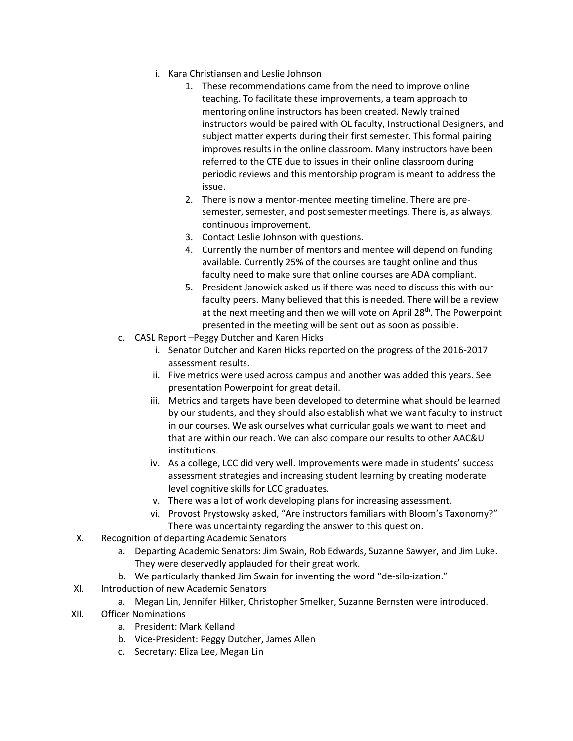i. Kara Christiansen and Leslie Johnson

    1. These recommendations came from the need to improve online teaching. To facilitate these improvements, a team approach to mentoring online instructors has been created. Newly trained instructors would be paired with OL faculty, Instructional Designers, and subject matter experts during their first semester. This formal pairing improves results in the online classroom. Many instructors have been referred to the CTE due to issues in their online classroom during periodic reviews and this mentorship program is meant to address the issue.
    2. There is now a mentor-mentee meeting timeline. There are pre-semester, semester, and post semester meetings. There is, as always, continuous improvement.
    3. Contact Leslie Johnson with questions.
    4. Currently the number of mentors and mentee will depend on funding available. Currently 25% of the courses are taught online and thus faculty need to make sure that online courses are ADA compliant.
    5. President Janowick asked us if there was need to discuss this with our faculty peers. Many believed that this is needed. There will be a review at the next meeting and then we will vote on April 28th. The Powerpoint presented in the meeting will be sent out as soon as possible.

c. CASL Report –Peggy Dutcher and Karen Hicks

   i. Senator Dutcher and Karen Hicks reported on the progress of the 2016-2017 assessment results.
   ii. Five metrics were used across campus and another was added this years. See presentation Powerpoint for great detail.
   iii. Metrics and targets have been developed to determine what should be learned by our students, and they should also establish what we want faculty to instruct in our courses. We ask ourselves what curricular goals we want to meet and that are within our reach. We can also compare our results to other AAC&U institutions.
   iv. As a college, LCC did very well. Improvements were made in students' success assessment strategies and increasing student learning by creating moderate level cognitive skills for LCC graduates.
   v. There was a lot of work developing plans for increasing assessment.
   vi. Provost Prystowsky asked, "Are instructors familiars with Bloom's Taxonomy?" There was uncertainty regarding the answer to this question.

X. Recognition of departing Academic Senators

   a. Departing Academic Senators: Jim Swain, Rob Edwards, Suzanne Sawyer, and Jim Luke. They were deservedly applauded for their great work.
   b. We particularly thanked Jim Swain for inventing the word "de-silo-ization."

XI. Introduction of new Academic Senators

   a. Megan Lin, Jennifer Hilker, Christopher Smelker, Suzanne Bernsten were introduced.

XII. Officer Nominations

   a. President: Mark Kelland
   b. Vice-President: Peggy Dutcher, James Allen
   c. Secretary: Eliza Lee, Megan Lin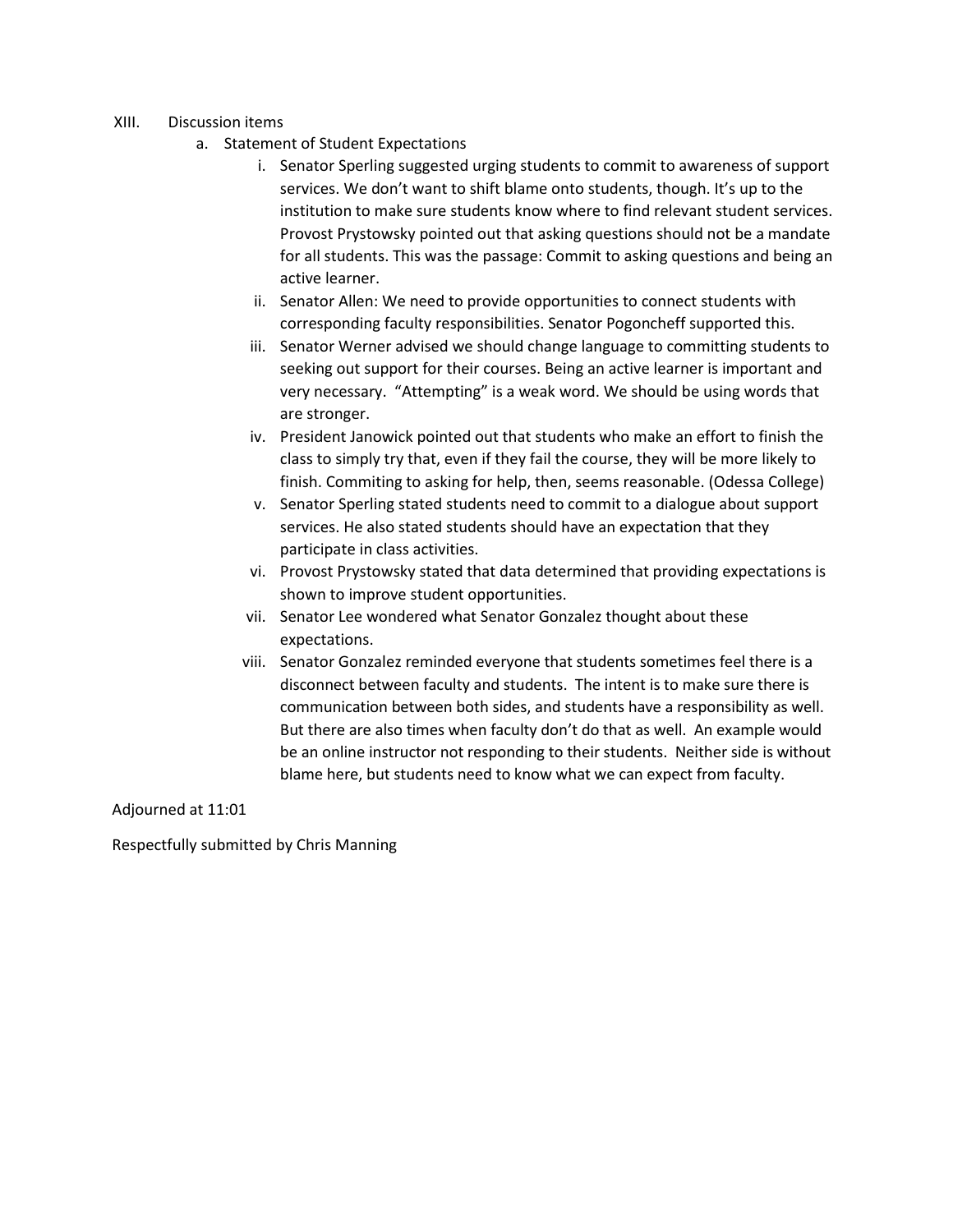XIII. Discussion items

a. Statement of Student Expectations

i. Senator Sperling suggested urging students to commit to awareness of support services. We don't want to shift blame onto students, though. It's up to the institution to make sure students know where to find relevant student services. Provost Prystowsky pointed out that asking questions should not be a mandate for all students. This was the passage: Commit to asking questions and being an active learner.

ii. Senator Allen: We need to provide opportunities to connect students with corresponding faculty responsibilities. Senator Pogoncheff supported this.

iii. Senator Werner advised we should change language to committing students to seeking out support for their courses. Being an active learner is important and very necessary. "Attempting" is a weak word. We should be using words that are stronger.

iv. President Janowick pointed out that students who make an effort to finish the class to simply try that, even if they fail the course, they will be more likely to finish. Commiting to asking for help, then, seems reasonable. (Odessa College)

v. Senator Sperling stated students need to commit to a dialogue about support services. He also stated students should have an expectation that they participate in class activities.

vi. Provost Prystowsky stated that data determined that providing expectations is shown to improve student opportunities.

vii. Senator Lee wondered what Senator Gonzalez thought about these expectations.

viii. Senator Gonzalez reminded everyone that students sometimes feel there is a disconnect between faculty and students. The intent is to make sure there is communication between both sides, and students have a responsibility as well. But there are also times when faculty don't do that as well. An example would be an online instructor not responding to their students. Neither side is without blame here, but students need to know what we can expect from faculty.

Adjourned at 11:01

Respectfully submitted by Chris Manning